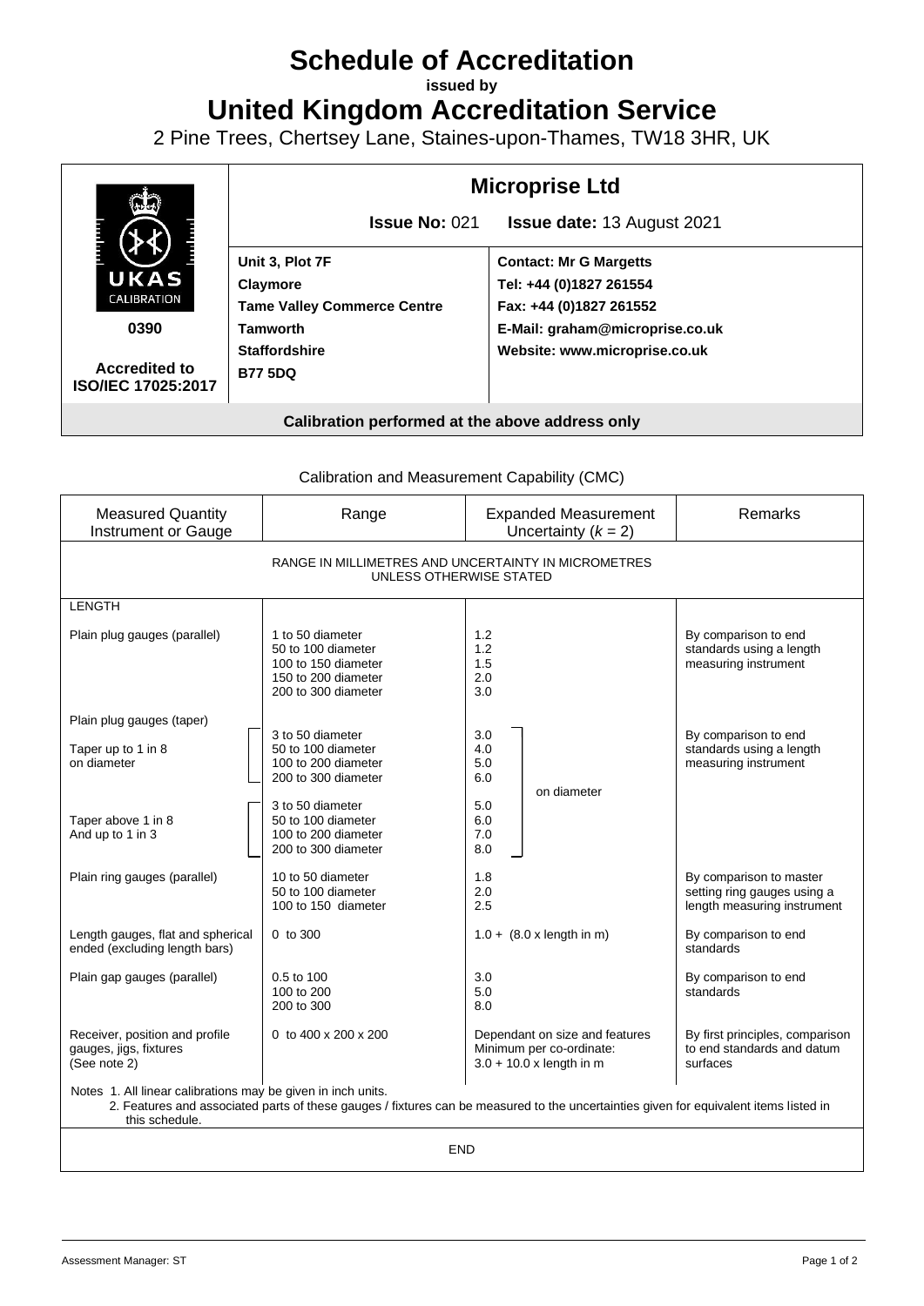# Schedule of Accreditation

**issued by**

# United Kingdom Accreditation Service

2 Pine Trees, Chertsey Lane, Staines-upon-Thames, TW18 3HR, UK

| UKAS CALIBRATION 0390 Accredited to ISO/IEC 17025:2017 | **Microprise Ltd** | |
|---|---|---|
| | **Issue No:** 021 | **Issue date:** 13 August 2021 |
| | **Unit 3, Plot 7F**<br>**Claymore**<br>**Tame Valley Commerce Centre**<br>**Tamworth**<br>**Staffordshire**<br>**B77 5DQ** | **Contact: Mr G Margetts**<br>**Tel: +44 (0)1827 261554**<br>**Fax: +44 (0)1827 261552**<br>**E-Mail: graham@microprise.co.uk**<br>**Website: www.microprise.co.uk** |

**Calibration performed at the above address only**

Calibration and Measurement Capability (CMC)

| Measured Quantity Instrument or Gauge | Range | Expanded Measurement Uncertainty ($k$ = 2) | Remarks |
|---|---|---|---|
| RANGE IN MILLIMETRES AND UNCERTAINTY IN MICROMETRES UNLESS OTHERWISE STATED | | | |
| LENGTH | | | |
| Plain plug gauges (parallel) | 1 to 50 diameter<br>50 to 100 diameter<br>100 to 150 diameter<br>150 to 200 diameter<br>200 to 300 diameter | 1.2<br>1.2<br>1.5<br>2.0<br>3.0 | By comparison to end standards using a length measuring instrument |
| Plain plug gauges (taper) | | | |
| Taper up to 1 in 8 on diameter | 3 to 50 diameter<br>50 to 100 diameter<br>100 to 200 diameter<br>200 to 300 diameter | 3.0<br>4.0<br>5.0<br>6.0 on diameter | By comparison to end standards using a length measuring instrument |
| Taper above 1 in 8 And up to 1 in 3 | 3 to 50 diameter<br>50 to 100 diameter<br>100 to 200 diameter<br>200 to 300 diameter | 5.0<br>6.0<br>7.0<br>8.0 on diameter | |
| Plain ring gauges (parallel) | 10 to 50 diameter<br>50 to 100 diameter<br>100 to 150 diameter | 1.8<br>2.0<br>2.5 | By comparison to master setting ring gauges using a length measuring instrument |
| Length gauges, flat and spherical ended (excluding length bars) | 0 to 300 | 1.0 + (8.0 x length in m) | By comparison to end standards |
| Plain gap gauges (parallel) | 0.5 to 100<br>100 to 200<br>200 to 300 | 3.0<br>5.0<br>8.0 | By comparison to end standards |
| Receiver, position and profile gauges, jigs, fixtures (See note 2) | 0 to 400 x 200 x 200 | Dependant on size and features Minimum per co-ordinate: 3.0 + 10.0 x length in m | By first principles, comparison to end standards and datum surfaces |

Notes 1. All linear calibrations may be given in inch units.
2. Features and associated parts of these gauges / fixtures can be measured to the uncertainties given for equivalent items listed in this schedule.

END

Assessment Manager: ST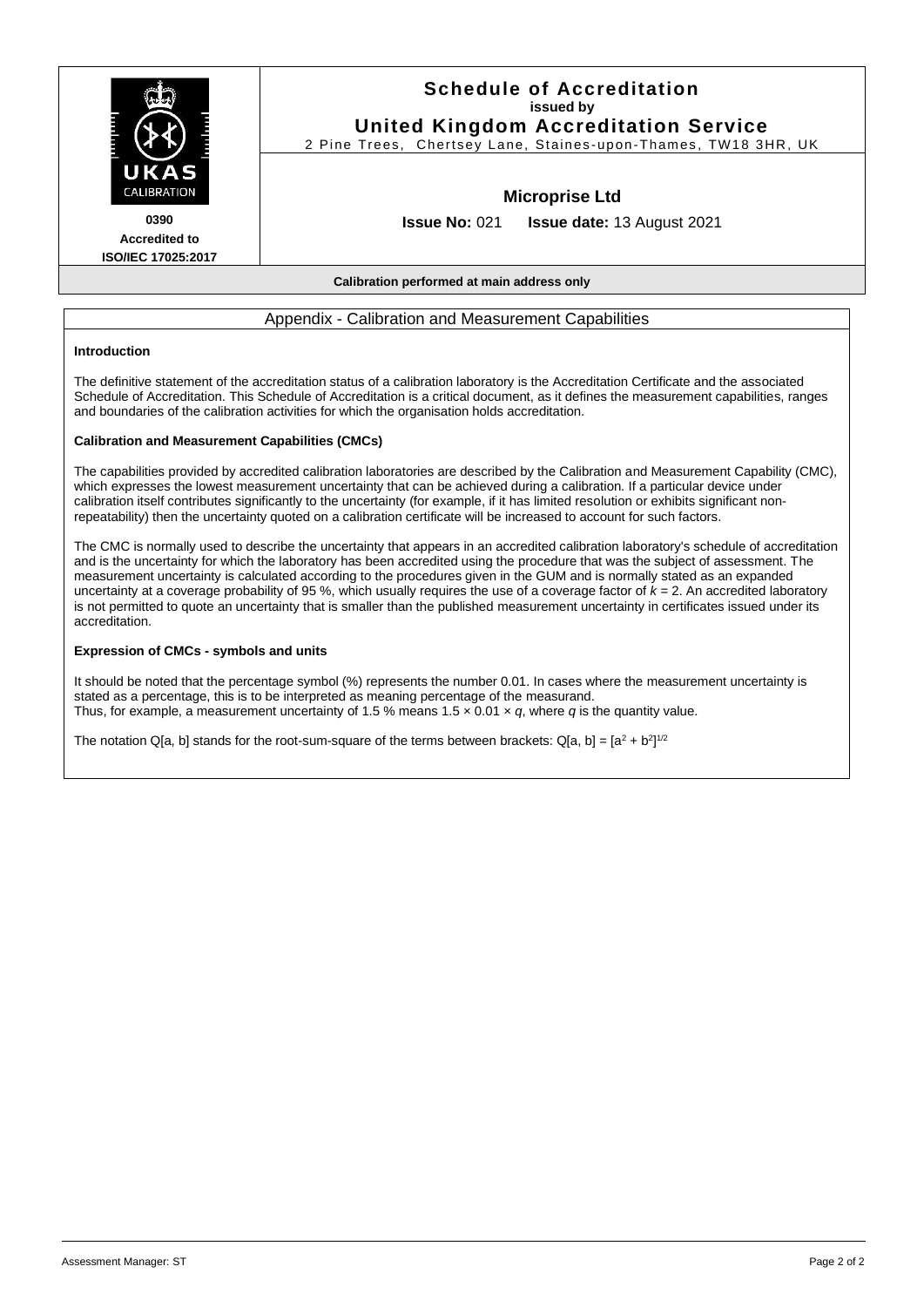**Schedule of Accreditation**
**issued by**
**United Kingdom Accreditation Service**
2 Pine Trees, Chertsey Lane, Staines-upon-Thames, TW18 3HR, UK

UKAS CALIBRATION

**0390**
**Accredited to**
**ISO/IEC 17025:2017**

**Microprise Ltd**

**Issue No:** 021 **Issue date:** 13 August 2021

**Calibration performed at main address only**

## Appendix - Calibration and Measurement Capabilities

### Introduction

The definitive statement of the accreditation status of a calibration laboratory is the Accreditation Certificate and the associated Schedule of Accreditation. This Schedule of Accreditation is a critical document, as it defines the measurement capabilities, ranges and boundaries of the calibration activities for which the organisation holds accreditation.

### Calibration and Measurement Capabilities (CMCs)

The capabilities provided by accredited calibration laboratories are described by the Calibration and Measurement Capability (CMC), which expresses the lowest measurement uncertainty that can be achieved during a calibration. If a particular device under calibration itself contributes significantly to the uncertainty (for example, if it has limited resolution or exhibits significant non-repeatability) then the uncertainty quoted on a calibration certificate will be increased to account for such factors.

The CMC is normally used to describe the uncertainty that appears in an accredited calibration laboratory's schedule of accreditation and is the uncertainty for which the laboratory has been accredited using the procedure that was the subject of assessment. The measurement uncertainty is calculated according to the procedures given in the GUM and is normally stated as an expanded uncertainty at a coverage probability of 95 %, which usually requires the use of a coverage factor of $k = 2$. An accredited laboratory is not permitted to quote an uncertainty that is smaller than the published measurement uncertainty in certificates issued under its accreditation.

### Expression of CMCs - symbols and units

It should be noted that the percentage symbol (%) represents the number 0.01. In cases where the measurement uncertainty is stated as a percentage, this is to be interpreted as meaning percentage of the measurand.
Thus, for example, a measurement uncertainty of 1.5 % means $1.5 \times 0.01 \times q$, where $q$ is the quantity value.

The notation Q[a, b] stands for the root-sum-square of the terms between brackets: $Q[a, b] = [a^2 + b^2]^{1/2}$

Assessment Manager: ST